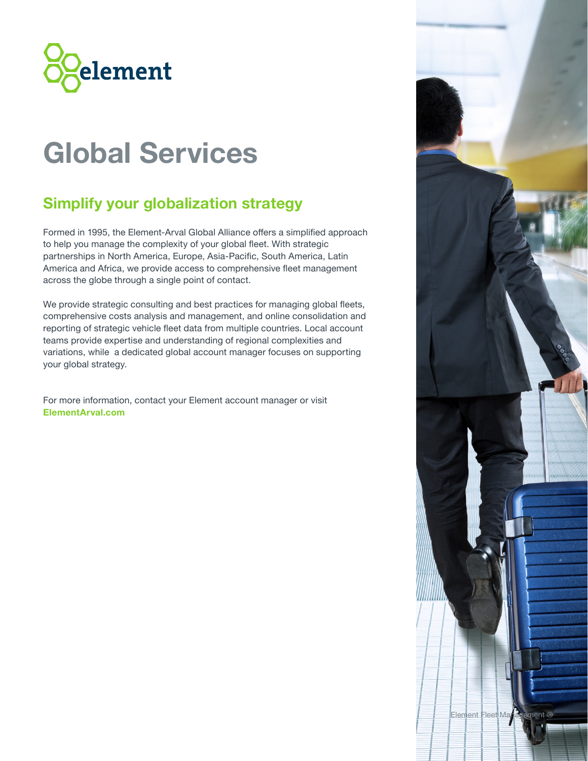# Global Services

## Simplify your globalization strategy

Formed in 1995, the Element-Arval Global Alliance offers a simplified approach to help you manage the complexity of your global fleet. With strategic partnerships in North America, Europe, Asia-Pacific, South America, Latin America and Africa, we provide access to comprehensive fleet management across the globe through a single point of contact.

We provide strategic consulting and best practices for managing global fleets, comprehensive costs analysis and management, and online consolidation and reporting of strategic vehicle fleet data from multiple countries. Local account teams provide expertise and understanding of regional complexities and variations, while a dedicated global account manager focuses on supporting your global strategy.

For more information, contact your Element account manager or visit **ElementArval.com**

Element Fleet Management ®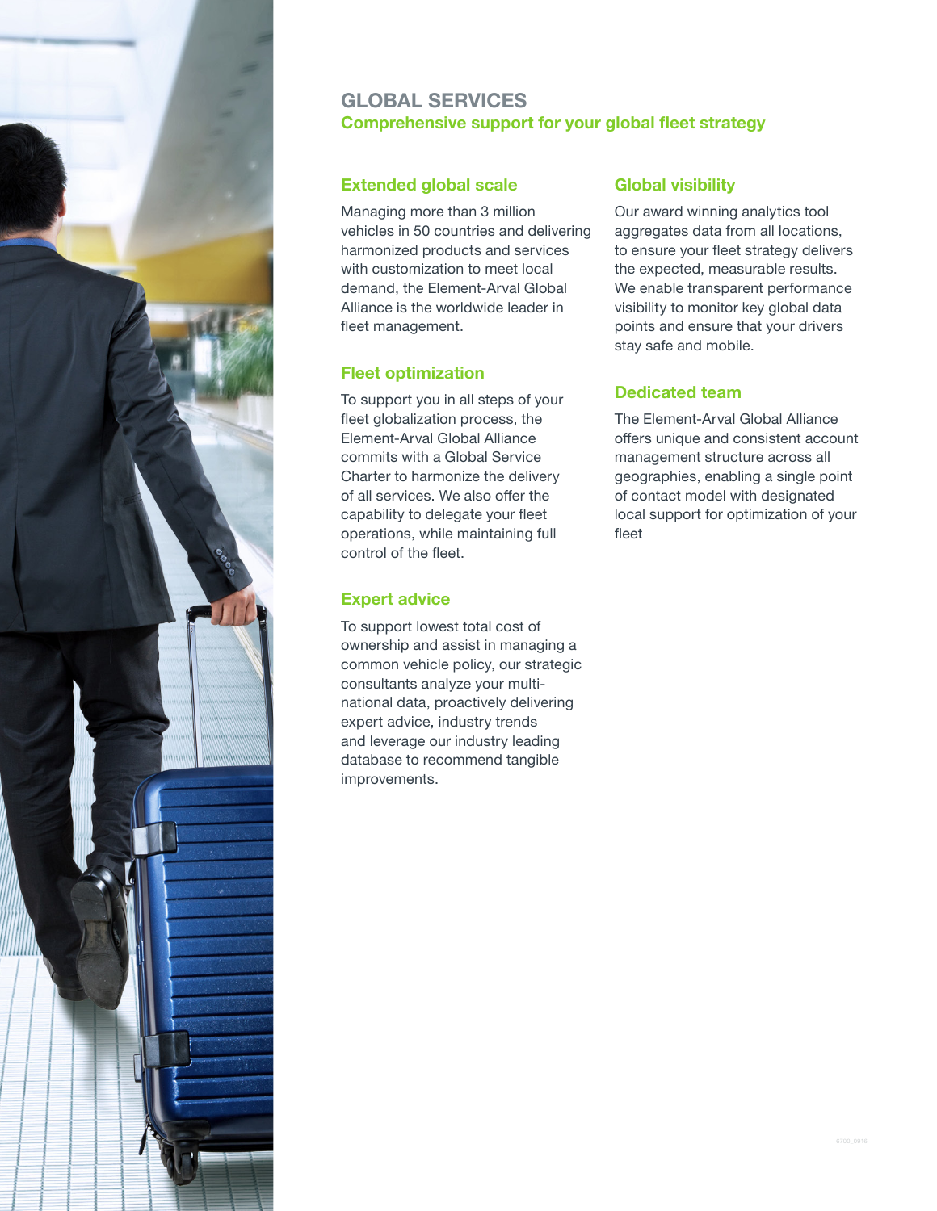## GLOBAL SERVICES

**Comprehensive support for your global fleet strategy**

### Extended global scale

Managing more than 3 million vehicles in 50 countries and delivering harmonized products and services with customization to meet local demand, the Element-Arval Global Alliance is the worldwide leader in fleet management.

### Fleet optimization

To support you in all steps of your fleet globalization process, the Element-Arval Global Alliance commits with a Global Service Charter to harmonize the delivery of all services. We also offer the capability to delegate your fleet operations, while maintaining full control of the fleet.

### Expert advice

To support lowest total cost of ownership and assist in managing a common vehicle policy, our strategic consultants analyze your multi-national data, proactively delivering expert advice, industry trends and leverage our industry leading database to recommend tangible improvements.

### Global visibility

Our award winning analytics tool aggregates data from all locations, to ensure your fleet strategy delivers the expected, measurable results. We enable transparent performance visibility to monitor key global data points and ensure that your drivers stay safe and mobile.

### Dedicated team

The Element-Arval Global Alliance offers unique and consistent account management structure across all geographies, enabling a single point of contact model with designated local support for optimization of your fleet